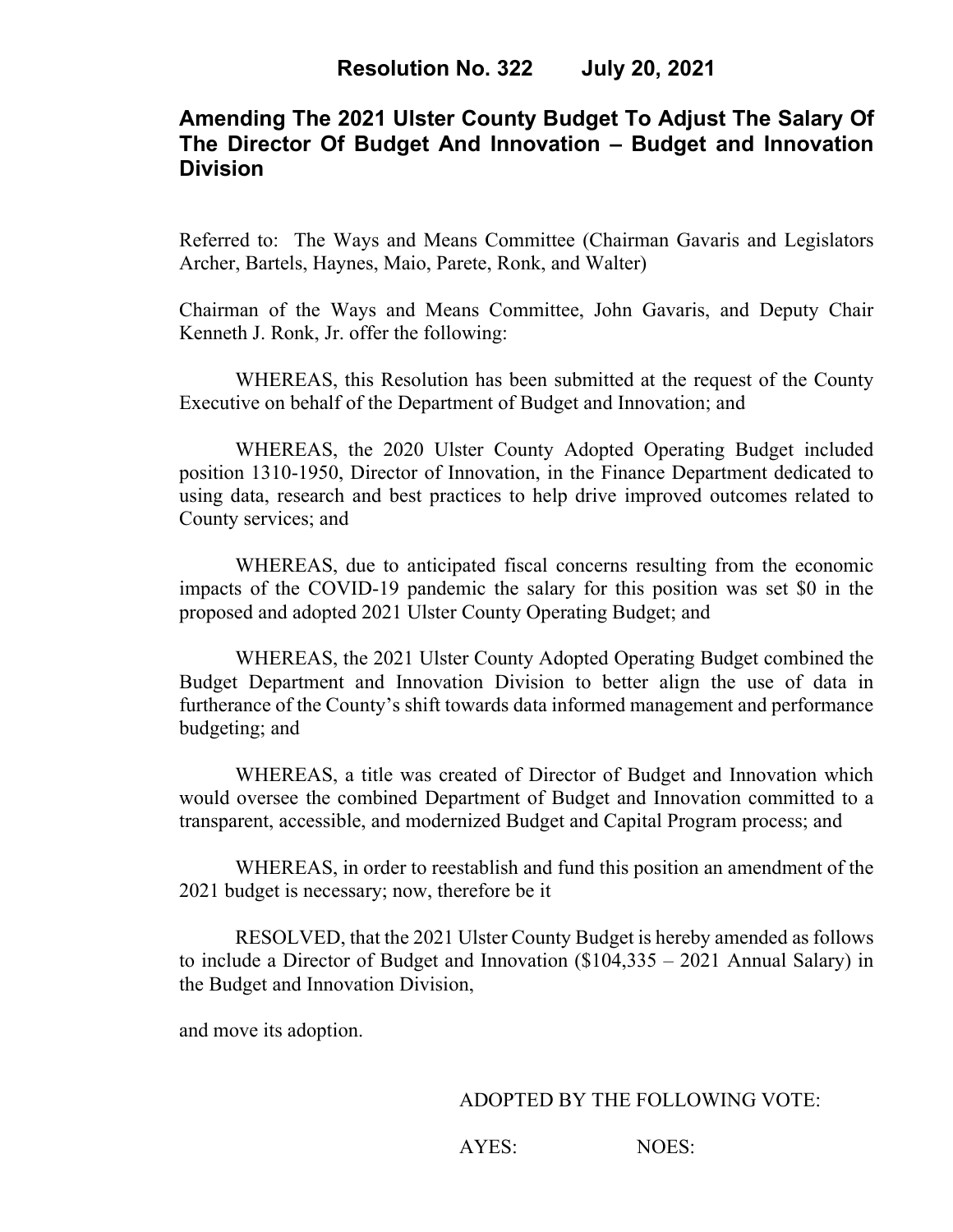**Resolution No. 322 July 20, 2021**

# Amending The 2021 Ulster County Budget To Adjust The Salary Of The Director Of Budget And Innovation – Budget and Innovation Division

Referred to: The Ways and Means Committee (Chairman Gavaris and Legislators Archer, Bartels, Haynes, Maio, Parete, Ronk, and Walter)

Chairman of the Ways and Means Committee, John Gavaris, and Deputy Chair Kenneth J. Ronk, Jr. offer the following:

WHEREAS, this Resolution has been submitted at the request of the County Executive on behalf of the Department of Budget and Innovation; and

WHEREAS, the 2020 Ulster County Adopted Operating Budget included position 1310-1950, Director of Innovation, in the Finance Department dedicated to using data, research and best practices to help drive improved outcomes related to County services; and

WHEREAS, due to anticipated fiscal concerns resulting from the economic impacts of the COVID-19 pandemic the salary for this position was set $0 in the proposed and adopted 2021 Ulster County Operating Budget; and

WHEREAS, the 2021 Ulster County Adopted Operating Budget combined the Budget Department and Innovation Division to better align the use of data in furtherance of the County's shift towards data informed management and performance budgeting; and

WHEREAS, a title was created of Director of Budget and Innovation which would oversee the combined Department of Budget and Innovation committed to a transparent, accessible, and modernized Budget and Capital Program process; and

WHEREAS, in order to reestablish and fund this position an amendment of the 2021 budget is necessary; now, therefore be it

RESOLVED, that the 2021 Ulster County Budget is hereby amended as follows to include a Director of Budget and Innovation ($104,335 – 2021 Annual Salary) in the Budget and Innovation Division,

and move its adoption.

ADOPTED BY THE FOLLOWING VOTE:

AYES: NOES: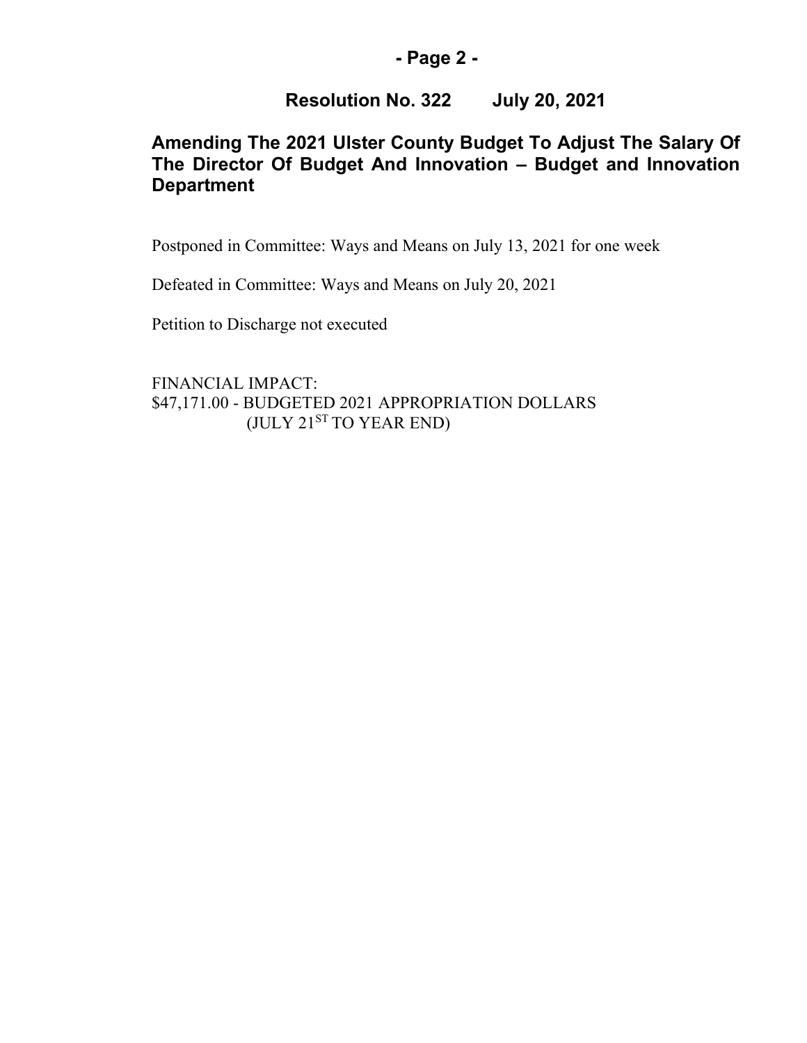## Resolution No. 322 July 20, 2021

## Amending The 2021 Ulster County Budget To Adjust The Salary Of The Director Of Budget And Innovation – Budget and Innovation Department

Postponed in Committee: Ways and Means on July 13, 2021 for one week

Defeated in Committee: Ways and Means on July 20, 2021

Petition to Discharge not executed

FINANCIAL IMPACT:
\$47,171.00 - BUDGETED 2021 APPROPRIATION DOLLARS
(JULY 21ST TO YEAR END)